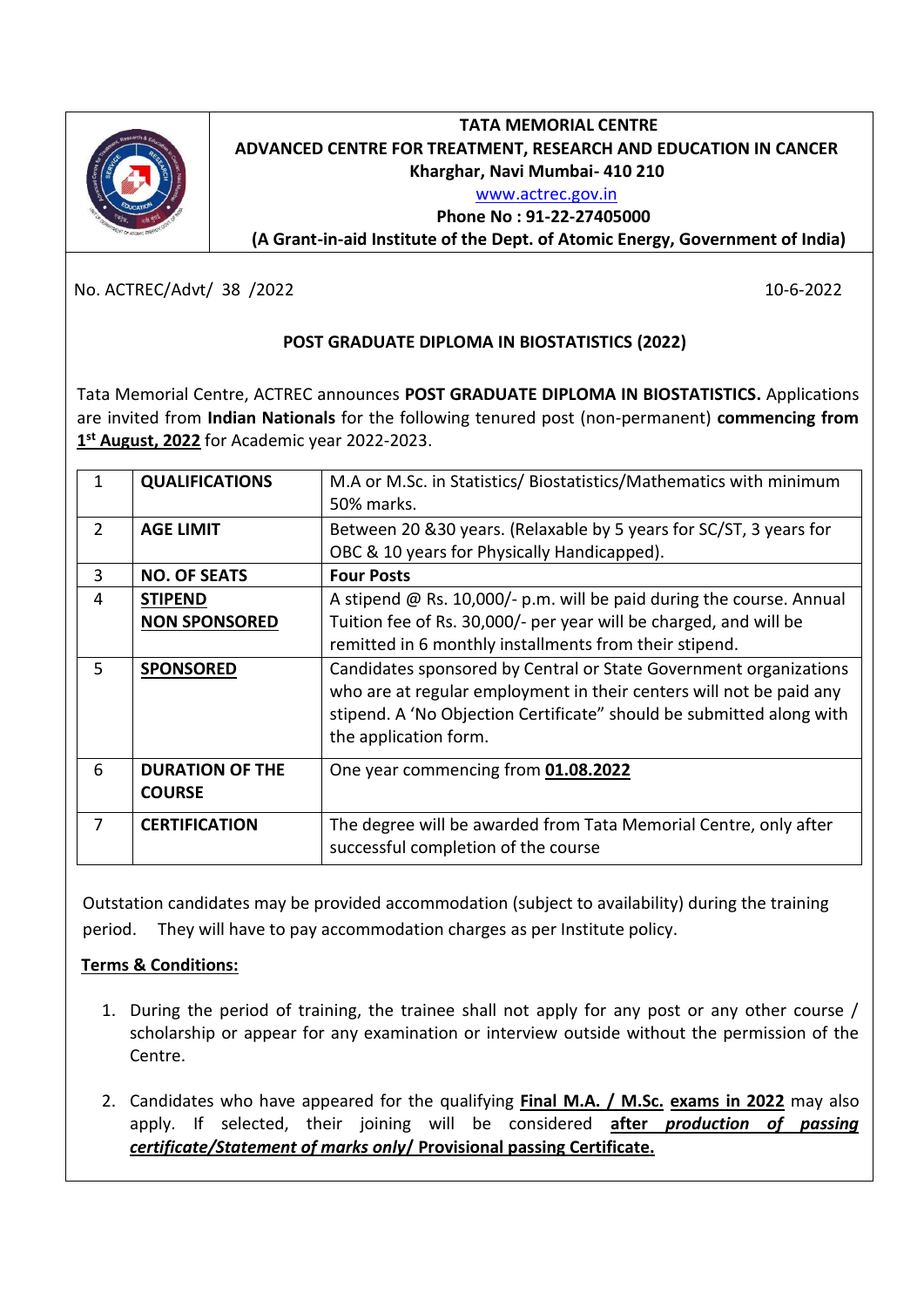**TATA MEMORIAL CENTRE**
**ADVANCED CENTRE FOR TREATMENT, RESEARCH AND EDUCATION IN CANCER**
**Kharghar, Navi Mumbai- 410 210**
www.actrec.gov.in
**Phone No : 91-22-27405000**
**(A Grant-in-aid Institute of the Dept. of Atomic Energy, Government of India)**

No. ACTREC/Advt/ 38 /2022 10-6-2022

## POST GRADUATE DIPLOMA IN BIOSTATISTICS (2022)

Tata Memorial Centre, ACTREC announces **POST GRADUATE DIPLOMA IN BIOSTATISTICS.** Applications are invited from **Indian Nationals** for the following tenured post (non-permanent) **commencing from 1st August, 2022** for Academic year 2022-2023.

| 1 | **QUALIFICATIONS** | M.A or M.Sc. in Statistics/ Biostatistics/Mathematics with minimum 50% marks. |
|---|---|---|
| 2 | **AGE LIMIT** | Between 20 &30 years. (Relaxable by 5 years for SC/ST, 3 years for OBC & 10 years for Physically Handicapped). |
| 3 | **NO. OF SEATS** | **Four Posts** |
| 4 | **STIPEND NON SPONSORED** | A stipend @ Rs. 10,000/- p.m. will be paid during the course. Annual Tuition fee of Rs. 30,000/- per year will be charged, and will be remitted in 6 monthly installments from their stipend. |
| 5 | **SPONSORED** | Candidates sponsored by Central or State Government organizations who are at regular employment in their centers will not be paid any stipend. A 'No Objection Certificate" should be submitted along with the application form. |
| 6 | **DURATION OF THE COURSE** | One year commencing from **01.08.2022** |
| 7 | **CERTIFICATION** | The degree will be awarded from Tata Memorial Centre, only after successful completion of the course |

Outstation candidates may be provided accommodation (subject to availability) during the training period. They will have to pay accommodation charges as per Institute policy.

**Terms & Conditions:**

1. During the period of training, the trainee shall not apply for any post or any other course / scholarship or appear for any examination or interview outside without the permission of the Centre.
2. Candidates who have appeared for the qualifying **Final M.A. / M.Sc. exams in 2022** may also apply. If selected, their joining will be considered **after *production of passing certificate/Statement of marks only*/ Provisional passing Certificate.**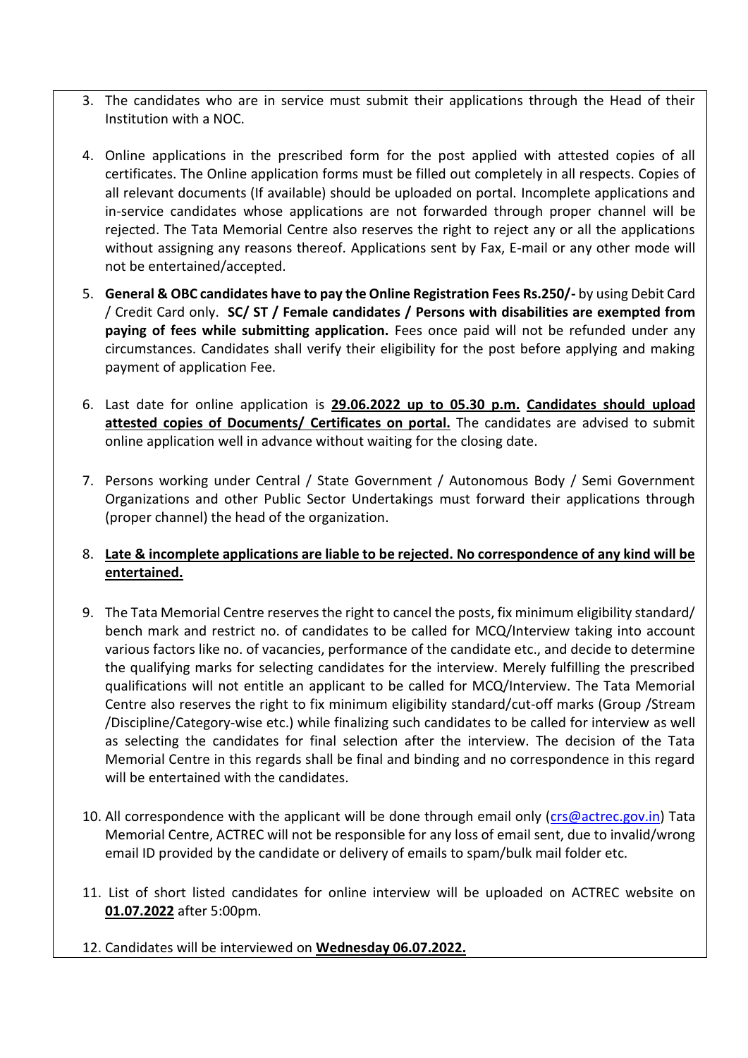3. The candidates who are in service must submit their applications through the Head of their Institution with a NOC.

4. Online applications in the prescribed form for the post applied with attested copies of all certificates. The Online application forms must be filled out completely in all respects. Copies of all relevant documents (If available) should be uploaded on portal. Incomplete applications and in-service candidates whose applications are not forwarded through proper channel will be rejected. The Tata Memorial Centre also reserves the right to reject any or all the applications without assigning any reasons thereof. Applications sent by Fax, E-mail or any other mode will not be entertained/accepted.

5. **General & OBC candidates have to pay the Online Registration Fees Rs.250/-** by using Debit Card / Credit Card only. **SC/ ST / Female candidates / Persons with disabilities are exempted from paying of fees while submitting application.** Fees once paid will not be refunded under any circumstances. Candidates shall verify their eligibility for the post before applying and making payment of application Fee.

6. Last date for online application is **29.06.2022 up to 05.30 p.m.** **Candidates should upload attested copies of Documents/ Certificates on portal.** The candidates are advised to submit online application well in advance without waiting for the closing date.

7. Persons working under Central / State Government / Autonomous Body / Semi Government Organizations and other Public Sector Undertakings must forward their applications through (proper channel) the head of the organization.

8. **Late & incomplete applications are liable to be rejected. No correspondence of any kind will be entertained.**

9. The Tata Memorial Centre reserves the right to cancel the posts, fix minimum eligibility standard/ bench mark and restrict no. of candidates to be called for MCQ/Interview taking into account various factors like no. of vacancies, performance of the candidate etc., and decide to determine the qualifying marks for selecting candidates for the interview. Merely fulfilling the prescribed qualifications will not entitle an applicant to be called for MCQ/Interview. The Tata Memorial Centre also reserves the right to fix minimum eligibility standard/cut-off marks (Group /Stream /Discipline/Category-wise etc.) while finalizing such candidates to be called for interview as well as selecting the candidates for final selection after the interview. The decision of the Tata Memorial Centre in this regards shall be final and binding and no correspondence in this regard will be entertained with the candidates.

10. All correspondence with the applicant will be done through email only (crs@actrec.gov.in) Tata Memorial Centre, ACTREC will not be responsible for any loss of email sent, due to invalid/wrong email ID provided by the candidate or delivery of emails to spam/bulk mail folder etc.

11. List of short listed candidates for online interview will be uploaded on ACTREC website on **01.07.2022** after 5:00pm.

12. Candidates will be interviewed on **Wednesday 06.07.2022.**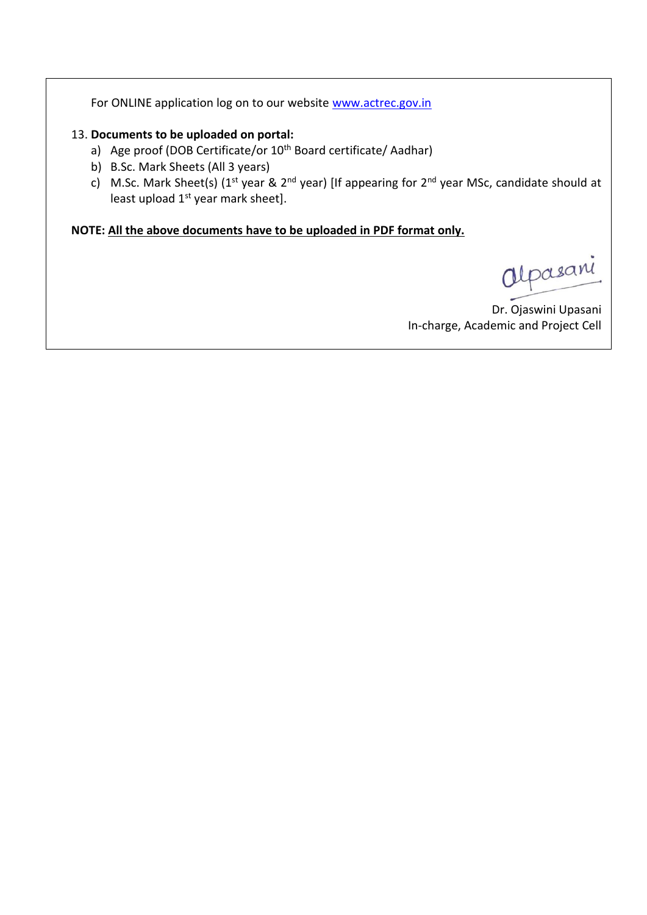For ONLINE application log on to our website [www.actrec.gov.in](http://www.actrec.gov.in)

13. **Documents to be uploaded on portal:**
    a) Age proof (DOB Certificate/or 10th Board certificate/ Aadhar)
    b) B.Sc. Mark Sheets (All 3 years)
    c) M.Sc. Mark Sheet(s) (1st year & 2nd year) [If appearing for 2nd year MSc, candidate should at least upload 1st year mark sheet].

**NOTE: <u>All the above documents have to be uploaded in PDF format only.</u>**

Dr. Ojaswini Upasani
In-charge, Academic and Project Cell